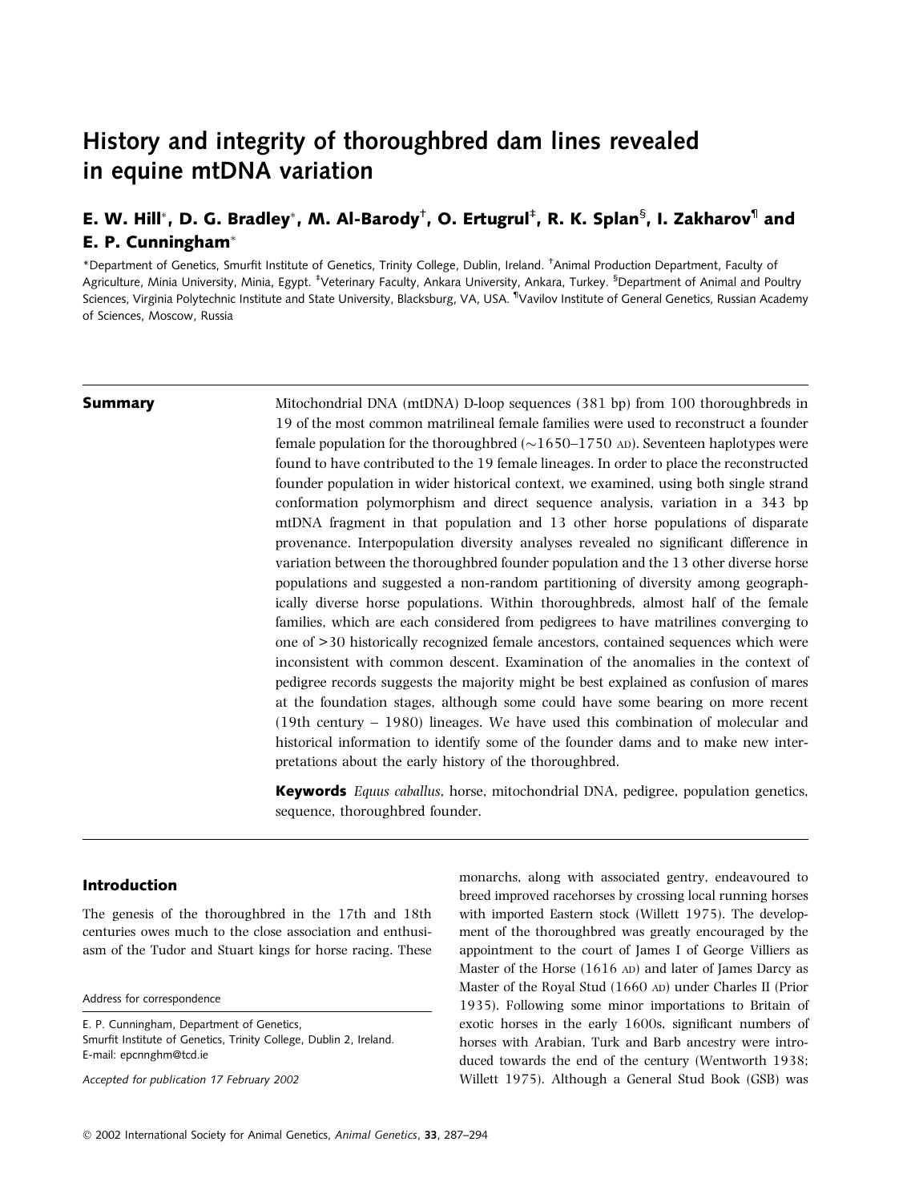# History and integrity of thoroughbred dam lines revealed in equine mtDNA variation

**E. W. Hill*, D. G. Bradley*, M. Al-Barody†, O. Ertugrul‡, R. K. Splan§, I. Zakharov¶ and E. P. Cunningham***

*Department of Genetics, Smurfit Institute of Genetics, Trinity College, Dublin, Ireland. †Animal Production Department, Faculty of Agriculture, Minia University, Minia, Egypt. ‡Veterinary Faculty, Ankara University, Ankara, Turkey. §Department of Animal and Poultry Sciences, Virginia Polytechnic Institute and State University, Blacksburg, VA, USA. ¶Vavilov Institute of General Genetics, Russian Academy of Sciences, Moscow, Russia

## Summary

Mitochondrial DNA (mtDNA) D-loop sequences (381 bp) from 100 thoroughbreds in 19 of the most common matrilineal female families were used to reconstruct a founder female population for the thoroughbred (~1650–1750 AD). Seventeen haplotypes were found to have contributed to the 19 female lineages. In order to place the reconstructed founder population in wider historical context, we examined, using both single strand conformation polymorphism and direct sequence analysis, variation in a 343 bp mtDNA fragment in that population and 13 other horse populations of disparate provenance. Interpopulation diversity analyses revealed no significant difference in variation between the thoroughbred founder population and the 13 other diverse horse populations and suggested a non-random partitioning of diversity among geographically diverse horse populations. Within thoroughbreds, almost half of the female families, which are each considered from pedigrees to have matrilines converging to one of >30 historically recognized female ancestors, contained sequences which were inconsistent with common descent. Examination of the anomalies in the context of pedigree records suggests the majority might be best explained as confusion of mares at the foundation stages, although some could have some bearing on more recent (19th century – 1980) lineages. We have used this combination of molecular and historical information to identify some of the founder dams and to make new interpretations about the early history of the thoroughbred.

**Keywords** *Equus caballus*, horse, mitochondrial DNA, pedigree, population genetics, sequence, thoroughbred founder.

## Introduction

The genesis of the thoroughbred in the 17th and 18th centuries owes much to the close association and enthusiasm of the Tudor and Stuart kings for horse racing. These monarchs, along with associated gentry, endeavoured to breed improved racehorses by crossing local running horses with imported Eastern stock (Willett 1975). The development of the thoroughbred was greatly encouraged by the appointment to the court of James I of George Villiers as Master of the Horse (1616 AD) and later of James Darcy as Master of the Royal Stud (1660 AD) under Charles II (Prior 1935). Following some minor importations to Britain of exotic horses in the early 1600s, significant numbers of horses with Arabian, Turk and Barb ancestry were introduced towards the end of the century (Wentworth 1938; Willett 1975). Although a General Stud Book (GSB) was

Address for correspondence

E. P. Cunningham, Department of Genetics, Smurfit Institute of Genetics, Trinity College, Dublin 2, Ireland.
E-mail: epcnnghm@tcd.ie

*Accepted for publication 17 February 2002*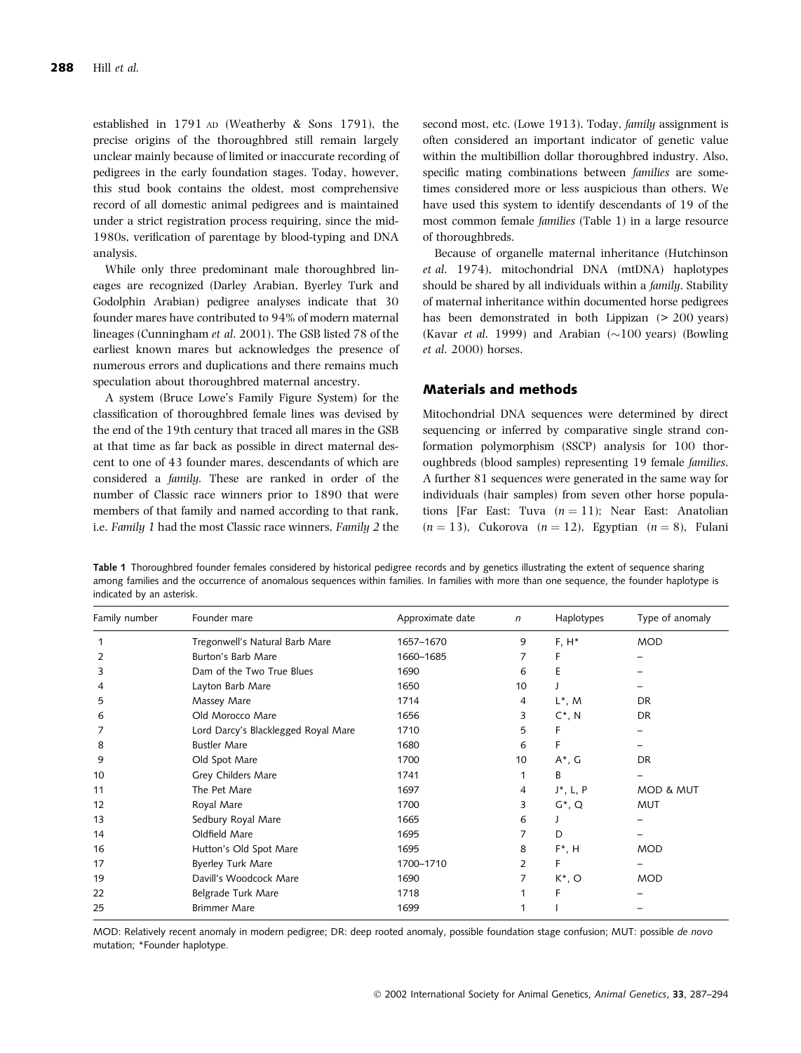established in 1791 AD (Weatherby & Sons 1791), the precise origins of the thoroughbred still remain largely unclear mainly because of limited or inaccurate recording of pedigrees in the early foundation stages. Today, however, this stud book contains the oldest, most comprehensive record of all domestic animal pedigrees and is maintained under a strict registration process requiring, since the mid-1980s, verification of parentage by blood-typing and DNA analysis.

While only three predominant male thoroughbred lineages are recognized (Darley Arabian, Byerley Turk and Godolphin Arabian) pedigree analyses indicate that 30 founder mares have contributed to 94% of modern maternal lineages (Cunningham *et al.* 2001). The GSB listed 78 of the earliest known mares but acknowledges the presence of numerous errors and duplications and there remains much speculation about thoroughbred maternal ancestry.

A system (Bruce Lowe's Family Figure System) for the classification of thoroughbred female lines was devised by the end of the 19th century that traced all mares in the GSB at that time as far back as possible in direct maternal descent to one of 43 founder mares, descendants of which are considered a *family*. These are ranked in order of the number of Classic race winners prior to 1890 that were members of that family and named according to that rank, i.e. *Family 1* had the most Classic race winners, *Family 2* the second most, etc. (Lowe 1913). Today, *family* assignment is often considered an important indicator of genetic value within the multibillion dollar thoroughbred industry. Also, specific mating combinations between *families* are sometimes considered more or less auspicious than others. We have used this system to identify descendants of 19 of the most common female *families* (Table 1) in a large resource of thoroughbreds.

Because of organelle maternal inheritance (Hutchinson *et al.* 1974), mitochondrial DNA (mtDNA) haplotypes should be shared by all individuals within a *family*. Stability of maternal inheritance within documented horse pedigrees has been demonstrated in both Lippizan (> 200 years) (Kavar *et al.* 1999) and Arabian (~100 years) (Bowling *et al.* 2000) horses.

## Materials and methods

Mitochondrial DNA sequences were determined by direct sequencing or inferred by comparative single strand conformation polymorphism (SSCP) analysis for 100 thoroughbreds (blood samples) representing 19 female *families*. A further 81 sequences were generated in the same way for individuals (hair samples) from seven other horse populations [Far East: Tuva ($n = 11$); Near East: Anatolian ($n = 13$), Cukorova ($n = 12$), Egyptian ($n = 8$), Fulani

**Table 1** Thoroughbred founder females considered by historical pedigree records and by genetics illustrating the extent of sequence sharing among families and the occurrence of anomalous sequences within families. In families with more than one sequence, the founder haplotype is indicated by an asterisk.

| Family number | Founder mare | Approximate date | $n$ | Haplotypes | Type of anomaly |
|---|---|---|---|---|---|
| 1 | Tregonwell's Natural Barb Mare | 1657–1670 | 9 | F, H* | MOD |
| 2 | Burton's Barb Mare | 1660–1685 | 7 | F | – |
| 3 | Dam of the Two True Blues | 1690 | 6 | E | – |
| 4 | Layton Barb Mare | 1650 | 10 | J | – |
| 5 | Massey Mare | 1714 | 4 | L*, M | DR |
| 6 | Old Morocco Mare | 1656 | 3 | C*, N | DR |
| 7 | Lord Darcy's Blacklegged Royal Mare | 1710 | 5 | F | – |
| 8 | Bustler Mare | 1680 | 6 | F | – |
| 9 | Old Spot Mare | 1700 | 10 | A*, G | DR |
| 10 | Grey Childers Mare | 1741 | 1 | B | – |
| 11 | The Pet Mare | 1697 | 4 | J*, L, P | MOD & MUT |
| 12 | Royal Mare | 1700 | 3 | G*, Q | MUT |
| 13 | Sedbury Royal Mare | 1665 | 6 | J | – |
| 14 | Oldfield Mare | 1695 | 7 | D | – |
| 16 | Hutton's Old Spot Mare | 1695 | 8 | F*, H | MOD |
| 17 | Byerley Turk Mare | 1700–1710 | 2 | F | – |
| 19 | Davill's Woodcock Mare | 1690 | 7 | K*, O | MOD |
| 22 | Belgrade Turk Mare | 1718 | 1 | F | – |
| 25 | Brimmer Mare | 1699 | 1 | I | – |

MOD: Relatively recent anomaly in modern pedigree; DR: deep rooted anomaly, possible foundation stage confusion; MUT: possible *de novo* mutation; *Founder haplotype.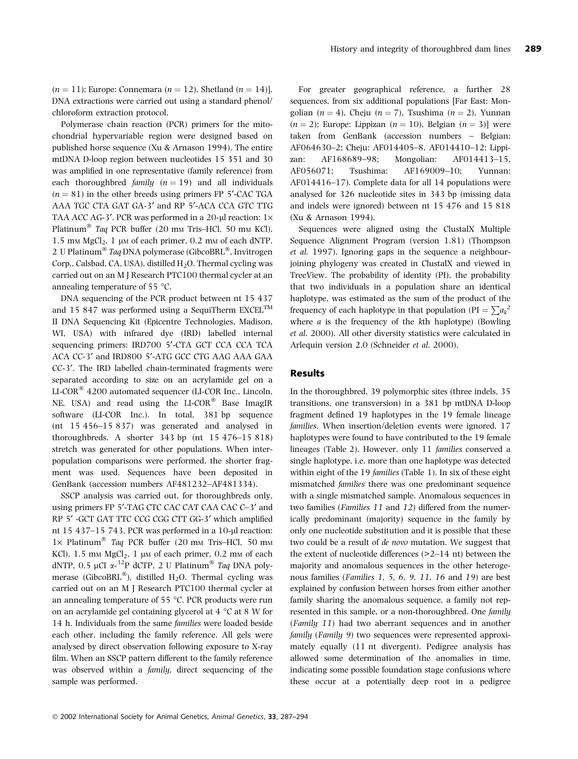(*n* = 11); Europe: Connemara (*n* = 12), Shetland (*n* = 14)]. DNA extractions were carried out using a standard phenol/chloroform extraction protocol.

Polymerase chain reaction (PCR) primers for the mitochondrial hypervariable region were designed based on published horse sequence (Xu & Arnason 1994). The entire mtDNA D-loop region between nucleotides 15 351 and 30 was amplified in one representative (family reference) from each thoroughbred *family* (*n* = 19) and all individuals (*n* = 81) in the other breeds using primers FP 5′-CAC TGA AAA TGC CTA GAT GA-3′ and RP 5′-ACA CCA GTC TTG TAA ACC AG-3′. PCR was performed in a 20-μl reaction: 1× Platinum® *Taq* PCR buffer (20 mM Tris–HCl, 50 mM KCl), 1.5 mM $MgCl_2$, 1 μM of each primer, 0.2 mM of each dNTP, 2 U Platinum® *Taq* DNA polymerase (GibcoBRL®, Invitrogen Corp., Calsbad, CA, USA), distilled $H_2O$. Thermal cycling was carried out on an M J Research PTC100 thermal cycler at an annealing temperature of 55 °C.

DNA sequencing of the PCR product between nt 15 437 and 15 847 was performed using a SequiTherm EXCEL™ II DNA Sequencing Kit (Epicentre Technologies, Madison, WI, USA) with infrared dye (IRD) labelled internal sequencing primers: IRD700 5′-CTA GCT CCA CCA TCA ACA CC-3′ and IRD800 5′-ATG GCC CTG AAG AAA GAA CC-3′. The IRD labelled chain-terminated fragments were separated according to size on an acrylamide gel on a LI-COR® 4200 automated sequencer (LI-COR Inc., Lincoln, NE, USA) and read using the LI-COR® Base ImagIR software (LI-COR Inc.). In total, 381 bp sequence (nt 15 456–15 837) was generated and analysed in thoroughbreds. A shorter 343 bp (nt 15 476–15 818) stretch was generated for other populations. When inter-population comparisons were performed, the shorter fragment was used. Sequences have been deposited in GenBank (accession numbers AF481232–AF481334).

SSCP analysis was carried out, for thoroughbreds only, using primers FP 5′-TAG CTC CAC CAT CAA CAC C–3′ and RP 5′ -GCT GAT TTC CCG CGG CTT GG-3′ which amplified nt 15 437–15 743. PCR was performed in a 10-μl reaction: 1× Platinum® *Taq* PCR buffer (20 mM Tris–HCl, 50 mM KCl), 1.5 mM $MgCl_2$, 1 μM of each primer, 0.2 mM of each dNTP, 0.5 μCI $\alpha$-$^{32}$P dCTP, 2 U Platinum® *Taq* DNA polymerase (GibcoBRL®), distilled $H_2O$. Thermal cycling was carried out on an M J Research PTC100 thermal cycler at an annealing temperature of 55 °C. PCR products were run on an acrylamide gel containing glycerol at 4 °C at 8 W for 14 h. Individuals from the same *families* were loaded beside each other, including the family reference. All gels were analysed by direct observation following exposure to X-ray film. When an SSCP pattern different to the family reference was observed within a *family*, direct sequencing of the sample was performed.

For greater geographical reference, a further 28 sequences, from six additional populations [Far East: Mongolian (*n* = 4), Cheju (*n* = 7), Tsushima (*n* = 2), Yunnan (*n* = 2); Europe: Lippizan (*n* = 10), Belgian (*n* = 3)] were taken from GenBank (accession numbers – Belgian: AF064630–2; Cheju: AF014405–8, AF014410–12; Lippizan: AF168689–98; Mongolian: AF014413–15, AF056071; Tsushima: AF169009–10; Yunnan: AF014416–17). Complete data for all 14 populations were analysed for 326 nucleotide sites in 343 bp (missing data and indels were ignored) between nt 15 476 and 15 818 (Xu & Arnason 1994).

Sequences were aligned using the ClustalX Multiple Sequence Alignment Program (version 1.81) (Thompson *et al.* 1997). Ignoring gaps in the sequence a neighbour-joining phylogeny was created in ClustalX and viewed in TreeView. The probability of identity (PI), the probability that two individuals in a population share an identical haplotype, was estimated as the sum of the product of the frequency of each haplotype in that population (PI = $\sum a_k^2$ where *a* is the frequency of the *k*th haplotype) (Bowling *et al.* 2000). All other diversity statistics were calculated in Arlequin version 2.0 (Schneider *et al.* 2000).

## Results

In the thoroughbred, 39 polymorphic sites (three indels, 35 transitions, one transversion) in a 381 bp mtDNA D-loop fragment defined 19 haplotypes in the 19 female lineage *families*. When insertion/deletion events were ignored, 17 haplotypes were found to have contributed to the 19 female lineages (Table 2). However, only 11 *families* conserved a single haplotype, i.e. more than one haplotype was detected within eight of the 19 *families* (Table 1). In six of these eight mismatched *families* there was one predominant sequence with a single mismatched sample. Anomalous sequences in two families (*Families 11* and *12*) differed from the numerically predominant (majority) sequence in the family by only one nucleotide substitution and it is possible that these two could be a result of *de novo* mutation. We suggest that the extent of nucleotide differences (>2–14 nt) between the majority and anomalous sequences in the other heterogenous families (*Families 1, 5, 6, 9, 11, 16* and *19*) are best explained by confusion between horses from either another family sharing the anomalous sequence, a family not represented in this sample, or a non-thoroughbred. One *family* (*Family 11*) had two aberrant sequences and in another *family* (*Family 9*) two sequences were represented approximately equally (11 nt divergent). Pedigree analysis has allowed some determination of the anomalies in time, indicating some possible foundation stage confusions where these occur at a potentially deep root in a pedigree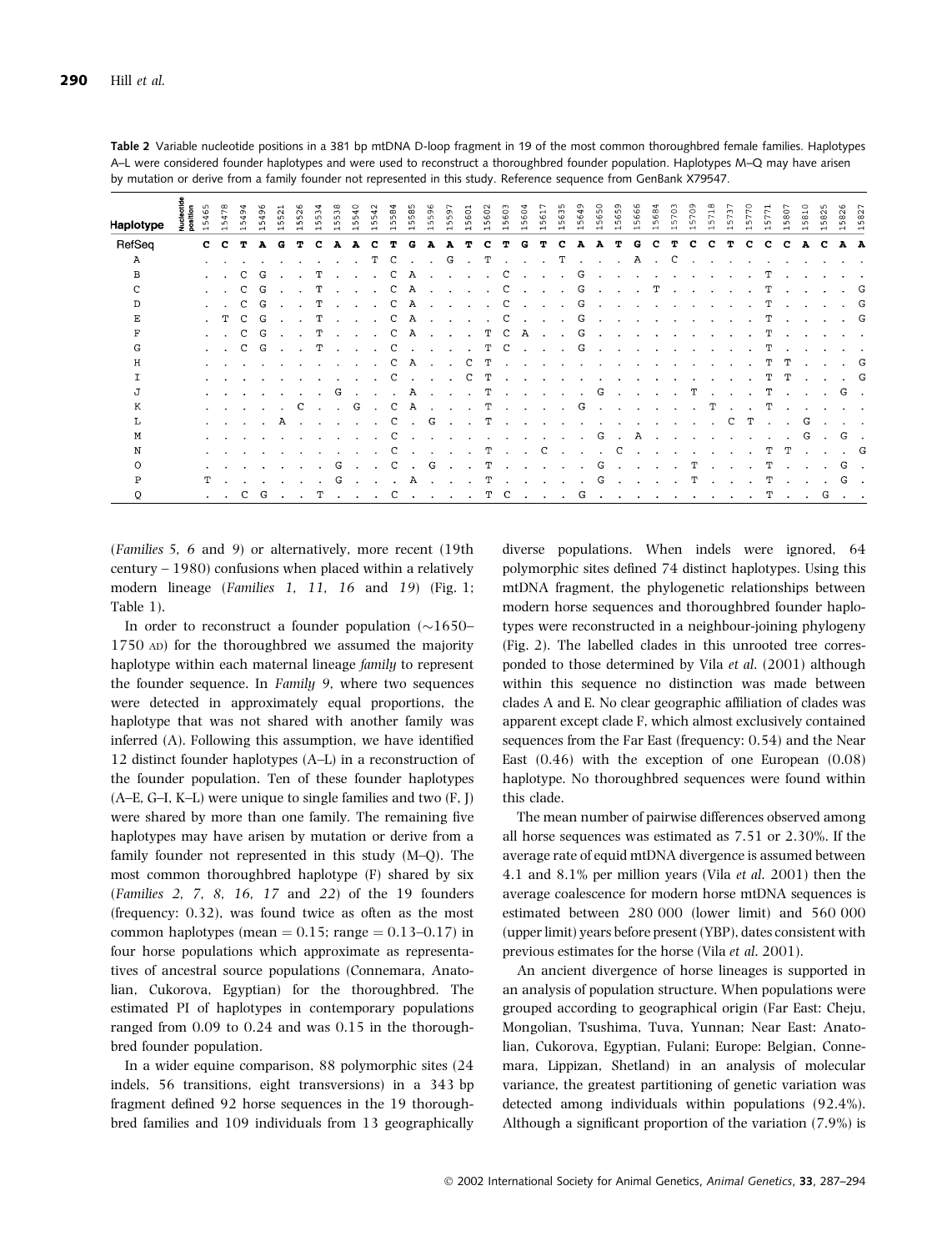**Table 2** Variable nucleotide positions in a 381 bp mtDNA D-loop fragment in 19 of the most common thoroughbred female families. Haplotypes A–L were considered founder haplotypes and were used to reconstruct a thoroughbred founder population. Haplotypes M–Q may have arisen by mutation or derive from a family founder not represented in this study. Reference sequence from GenBank X79547.

| Haplotype | 15465 | 15478 | 15494 | 15496 | 15521 | 15526 | 15534 | 15538 | 15540 | 15542 | 15584 | 15585 | 15596 | 15597 | 15601 | 15602 | 15603 | 15604 | 15617 | 15635 | 15649 | 15650 | 15659 | 15666 | 15684 | 15703 | 15709 | 15718 | 15737 | 15770 | 15771 | 15807 | 15810 | 15825 | 15826 | 15827 |
|---|---|---|---|---|---|---|---|---|---|---|---|---|---|---|---|---|---|---|---|---|---|---|---|---|---|---|---|---|---|---|---|---|---|---|---|---|
| RefSeq | C | C | T | A | G | T | C | A | A | C | T | G | A | A | T | C | T | G | T | C | A | A | T | G | C | T | C | C | T | C | C | C | A | C | A | A |
| A | . | . | . | . | . | . | . | . | . | T | C | . | . | G | . | T | . | . | . | T | . | . | . | A | . | C | . | . | . | . | . | . | . | . | . | . |
| B | . | . | C | G | . | . | T | . | . | . | C | A | . | . | . | . | C | . | . | . | G | . | . | . | . | . | . | . | . | . | T | . | . | . | . | . |
| C | . | . | C | G | . | . | T | . | . | . | C | A | . | . | . | . | C | . | . | . | G | . | . | T | . | . | . | . | . | . | T | . | . | . | . | G |
| D | . | . | C | G | . | . | T | . | . | . | C | A | . | . | . | . | C | . | . | . | G | . | . | . | . | . | . | . | . | . | T | . | . | . | . | G |
| E | . | T | C | G | . | . | T | . | . | . | C | A | . | . | . | . | C | . | . | . | G | . | . | . | . | . | . | . | . | . | T | . | . | . | . | G |
| F | . | . | C | G | . | . | T | . | . | . | C | A | . | . | . | T | C | A | . | . | G | . | . | . | . | . | . | . | . | . | T | . | . | . | . | . |
| G | . | . | C | G | . | . | T | . | . | . | C | . | . | . | . | T | C | . | . | . | G | . | . | . | . | . | . | . | . | . | T | . | . | . | . | . |
| H | . | . | . | . | . | . | . | . | . | . | C | A | . | . | C | T | . | . | . | . | . | . | . | . | . | . | . | . | . | . | T | T | . | . | . | G |
| I | . | . | . | . | . | . | . | . | . | . | C | . | . | . | C | T | . | . | . | . | . | . | . | . | . | . | . | . | . | . | T | T | . | . | . | G |
| J | . | . | . | . | . | . | . | G | . | . | . | A | . | . | . | T | . | . | . | . | . | G | . | . | . | . | T | . | . | . | T | . | . | . | G | . |
| K | . | . | . | . | . | C | . | . | G | . | C | A | . | . | . | T | . | . | . | . | G | . | . | . | . | . | . | T | . | . | T | . | . | . | . | . |
| L | . | . | . | . | A | . | . | . | . | . | C | . | G | . | . | T | . | . | . | . | . | . | . | . | . | . | . | . | C | T | . | . | G | . | . | . |
| M | . | . | . | . | . | . | . | . | . | . | C | . | . | . | . | . | . | . | . | . | . | G | . | A | . | . | . | . | . | . | . | . | G | . | G | . |
| N | . | . | . | . | . | . | . | . | . | . | C | . | . | . | . | T | . | . | C | . | . | . | C | . | . | . | . | . | . | . | T | T | . | . | . | G |
| O | . | . | . | . | . | . | . | G | . | . | C | . | G | . | . | T | . | . | . | . | . | G | . | . | . | . | T | . | . | . | T | . | . | . | G | . |
| P | T | . | . | . | . | . | . | G | . | . | . | A | . | . | . | T | . | . | . | . | . | G | . | . | . | . | T | . | . | . | T | . | . | . | G | . |
| Q | . | . | C | G | . | . | T | . | . | . | C | . | . | . | . | T | C | . | . | . | G | . | . | . | . | . | . | . | . | . | T | . | . | G | . | . |

(*Families 5, 6* and *9*) or alternatively, more recent (19th century – 1980) confusions when placed within a relatively modern lineage (*Families 1, 11, 16* and *19*) (Fig. 1; Table 1).

In order to reconstruct a founder population (~1650–1750 AD) for the thoroughbred we assumed the majority haplotype within each maternal lineage *family* to represent the founder sequence. In *Family 9*, where two sequences were detected in approximately equal proportions, the haplotype that was not shared with another family was inferred (A). Following this assumption, we have identified 12 distinct founder haplotypes (A–L) in a reconstruction of the founder population. Ten of these founder haplotypes (A–E, G–I, K–L) were unique to single families and two (F, J) were shared by more than one family. The remaining five haplotypes may have arisen by mutation or derive from a family founder not represented in this study (M–Q). The most common thoroughbred haplotype (F) shared by six (*Families 2, 7, 8, 16, 17* and *22*) of the 19 founders (frequency: 0.32), was found twice as often as the most common haplotypes (mean = 0.15; range = 0.13–0.17) in four horse populations which approximate as representatives of ancestral source populations (Connemara, Anatolian, Cukorova, Egyptian) for the thoroughbred. The estimated PI of haplotypes in contemporary populations ranged from 0.09 to 0.24 and was 0.15 in the thoroughbred founder population.

In a wider equine comparison, 88 polymorphic sites (24 indels, 56 transitions, eight transversions) in a 343 bp fragment defined 92 horse sequences in the 19 thoroughbred families and 109 individuals from 13 geographically diverse populations. When indels were ignored, 64 polymorphic sites defined 74 distinct haplotypes. Using this mtDNA fragment, the phylogenetic relationships between modern horse sequences and thoroughbred founder haplotypes were reconstructed in a neighbour-joining phylogeny (Fig. 2). The labelled clades in this unrooted tree corresponded to those determined by Vila *et al.* (2001) although within this sequence no distinction was made between clades A and E. No clear geographic affiliation of clades was apparent except clade F, which almost exclusively contained sequences from the Far East (frequency: 0.54) and the Near East (0.46) with the exception of one European (0.08) haplotype. No thoroughbred sequences were found within this clade.

The mean number of pairwise differences observed among all horse sequences was estimated as 7.51 or 2.30%. If the average rate of equid mtDNA divergence is assumed between 4.1 and 8.1% per million years (Vila *et al.* 2001) then the average coalescence for modern horse mtDNA sequences is estimated between 280 000 (lower limit) and 560 000 (upper limit) years before present (YBP), dates consistent with previous estimates for the horse (Vila *et al.* 2001).

An ancient divergence of horse lineages is supported in an analysis of population structure. When populations were grouped according to geographical origin (Far East: Cheju, Mongolian, Tsushima, Tuva, Yunnan; Near East: Anatolian, Cukorova, Egyptian, Fulani; Europe: Belgian, Connemara, Lippizan, Shetland) in an analysis of molecular variance, the greatest partitioning of genetic variation was detected among individuals within populations (92.4%). Although a significant proportion of the variation (7.9%) is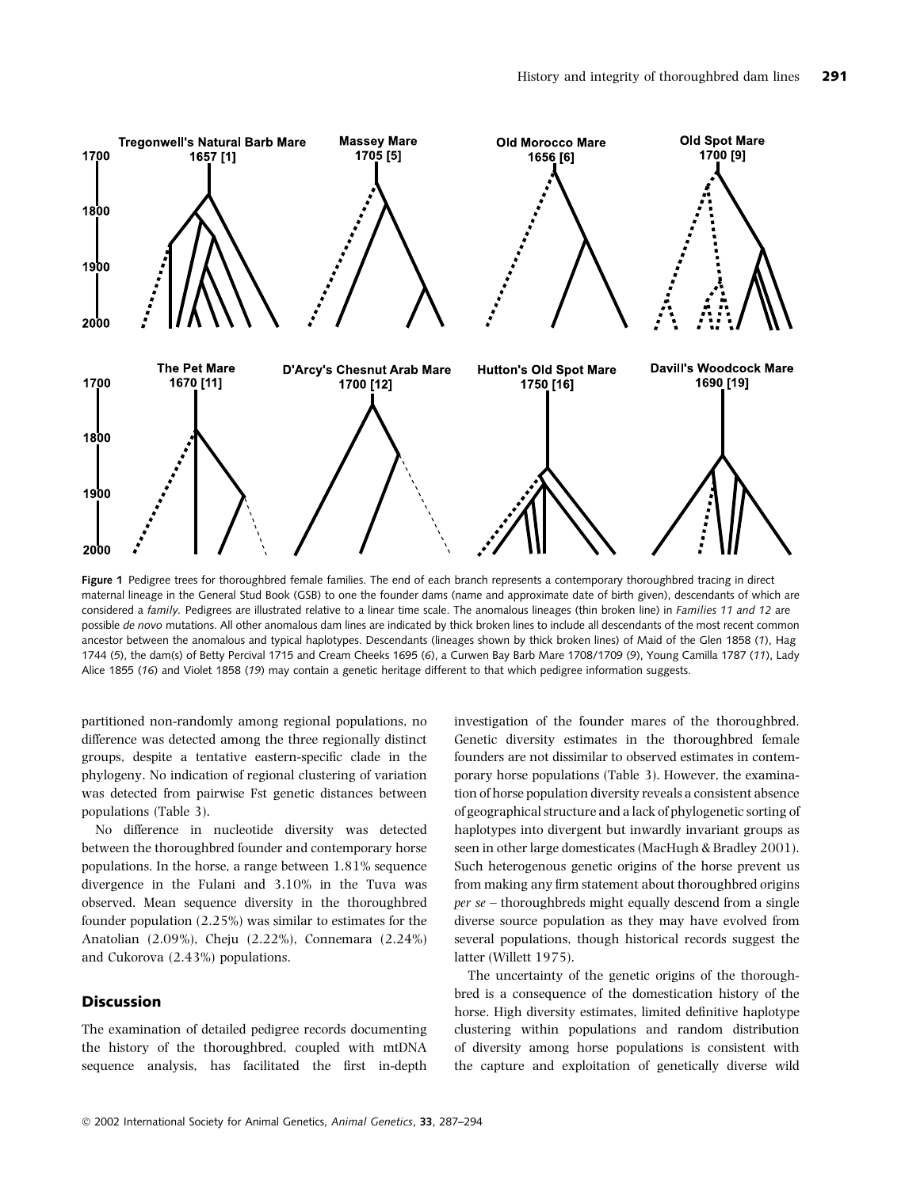Figure 1 Pedigree trees for thoroughbred female families. The end of each branch represents a contemporary thoroughbred tracing in direct maternal lineage in the General Stud Book (GSB) to one the founder dams (name and approximate date of birth given), descendants of which are considered a *family*. Pedigrees are illustrated relative to a linear time scale. The anomalous lineages (thin broken line) in *Families 11 and 12* are possible *de novo* mutations. All other anomalous dam lines are indicated by thick broken lines to include all descendants of the most recent common ancestor between the anomalous and typical haplotypes. Descendants (lineages shown by thick broken lines) of Maid of the Glen 1858 (*1*), Hag 1744 (*5*), the dam(s) of Betty Percival 1715 and Cream Cheeks 1695 (*6*), a Curwen Bay Barb Mare 1708/1709 (*9*), Young Camilla 1787 (*11*), Lady Alice 1855 (*16*) and Violet 1858 (*19*) may contain a genetic heritage different to that which pedigree information suggests.

partitioned non-randomly among regional populations, no difference was detected among the three regionally distinct groups, despite a tentative eastern-specific clade in the phylogeny. No indication of regional clustering of variation was detected from pairwise Fst genetic distances between populations (Table 3).

No difference in nucleotide diversity was detected between the thoroughbred founder and contemporary horse populations. In the horse, a range between 1.81% sequence divergence in the Fulani and 3.10% in the Tuva was observed. Mean sequence diversity in the thoroughbred founder population (2.25%) was similar to estimates for the Anatolian (2.09%), Cheju (2.22%), Connemara (2.24%) and Cukorova (2.43%) populations.

## Discussion

The examination of detailed pedigree records documenting the history of the thoroughbred, coupled with mtDNA sequence analysis, has facilitated the first in-depth investigation of the founder mares of the thoroughbred. Genetic diversity estimates in the thoroughbred female founders are not dissimilar to observed estimates in contemporary horse populations (Table 3). However, the examination of horse population diversity reveals a consistent absence of geographical structure and a lack of phylogenetic sorting of haplotypes into divergent but inwardly invariant groups as seen in other large domesticates (MacHugh & Bradley 2001). Such heterogenous genetic origins of the horse prevent us from making any firm statement about thoroughbred origins *per se* – thoroughbreds might equally descend from a single diverse source population as they may have evolved from several populations, though historical records suggest the latter (Willett 1975).

The uncertainty of the genetic origins of the thoroughbred is a consequence of the domestication history of the horse. High diversity estimates, limited definitive haplotype clustering within populations and random distribution of diversity among horse populations is consistent with the capture and exploitation of genetically diverse wild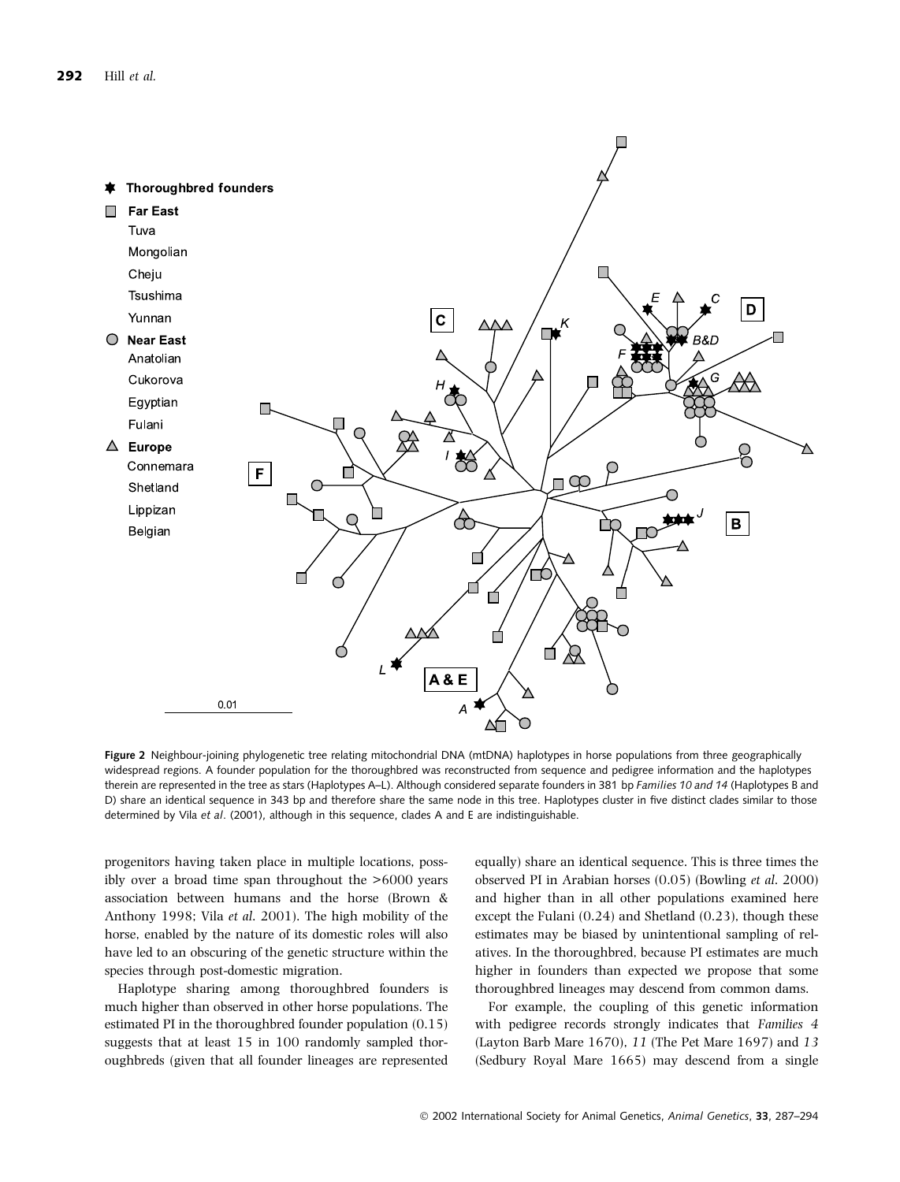**Figure 2** Neighbour-joining phylogenetic tree relating mitochondrial DNA (mtDNA) haplotypes in horse populations from three geographically widespread regions. A founder population for the thoroughbred was reconstructed from sequence and pedigree information and the haplotypes therein are represented in the tree as stars (Haplotypes A–L). Although considered separate founders in 381 bp *Families 10 and 14* (Haplotypes B and D) share an identical sequence in 343 bp and therefore share the same node in this tree. Haplotypes cluster in five distinct clades similar to those determined by Vila *et al*. (2001), although in this sequence, clades A and E are indistinguishable.

progenitors having taken place in multiple locations, possibly over a broad time span throughout the >6000 years association between humans and the horse (Brown & Anthony 1998; Vila *et al*. 2001). The high mobility of the horse, enabled by the nature of its domestic roles will also have led to an obscuring of the genetic structure within the species through post-domestic migration.

Haplotype sharing among thoroughbred founders is much higher than observed in other horse populations. The estimated PI in the thoroughbred founder population (0.15) suggests that at least 15 in 100 randomly sampled thoroughbreds (given that all founder lineages are represented equally) share an identical sequence. This is three times the observed PI in Arabian horses (0.05) (Bowling *et al*. 2000) and higher than in all other populations examined here except the Fulani (0.24) and Shetland (0.23), though these estimates may be biased by unintentional sampling of relatives. In the thoroughbred, because PI estimates are much higher in founders than expected we propose that some thoroughbred lineages may descend from common dams.

For example, the coupling of this genetic information with pedigree records strongly indicates that *Families 4* (Layton Barb Mare 1670), *11* (The Pet Mare 1697) and *13* (Sedbury Royal Mare 1665) may descend from a single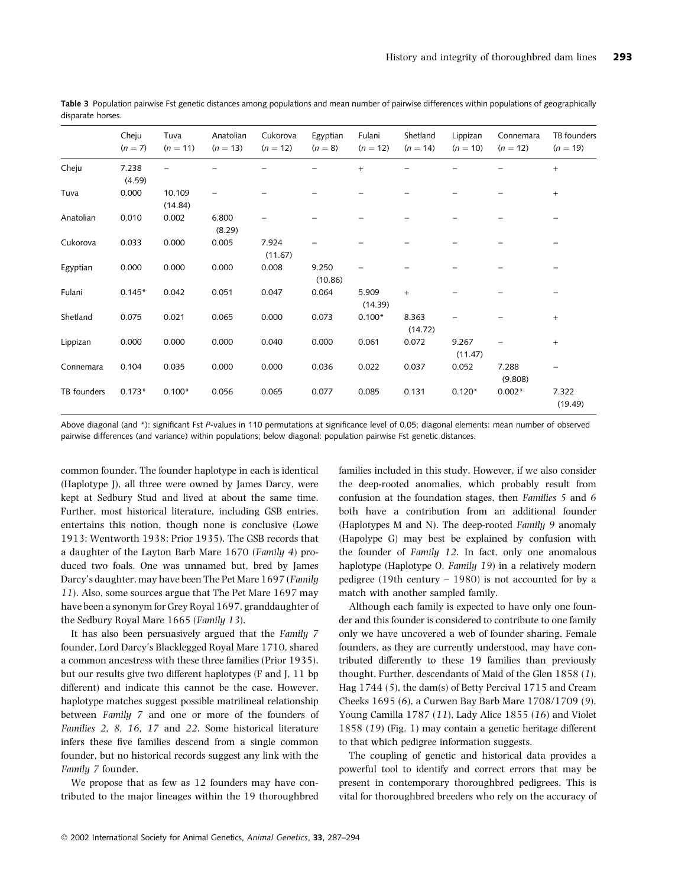**Table 3** Population pairwise Fst genetic distances among populations and mean number of pairwise differences within populations of geographically disparate horses.

| | Cheju ($n = 7$) | Tuva ($n = 11$) | Anatolian ($n = 13$) | Cukorova ($n = 12$) | Egyptian ($n = 8$) | Fulani ($n = 12$) | Shetland ($n = 14$) | Lippizan ($n = 10$) | Connemara ($n = 12$) | TB founders ($n = 19$) |
|---|---|---|---|---|---|---|---|---|---|---|
| Cheju | 7.238 (4.59) | – | – | – | – | + | – | – | – | + |
| Tuva | 0.000 | 10.109 (14.84) | – | – | – | – | – | – | – | + |
| Anatolian | 0.010 | 0.002 | 6.800 (8.29) | – | – | – | – | – | – | – |
| Cukorova | 0.033 | 0.000 | 0.005 | 7.924 (11.67) | – | – | – | – | – | – |
| Egyptian | 0.000 | 0.000 | 0.000 | 0.008 | 9.250 (10.86) | – | – | – | – | – |
| Fulani | 0.145* | 0.042 | 0.051 | 0.047 | 0.064 | 5.909 (14.39) | + | – | – | – |
| Shetland | 0.075 | 0.021 | 0.065 | 0.000 | 0.073 | 0.100* | 8.363 (14.72) | – | – | + |
| Lippizan | 0.000 | 0.000 | 0.000 | 0.040 | 0.000 | 0.061 | 0.072 | 9.267 (11.47) | – | + |
| Connemara | 0.104 | 0.035 | 0.000 | 0.000 | 0.036 | 0.022 | 0.037 | 0.052 | 7.288 (9.808) | – |
| TB founders | 0.173* | 0.100* | 0.056 | 0.065 | 0.077 | 0.085 | 0.131 | 0.120* | 0.002* | 7.322 (19.49) |

Above diagonal (and *): significant Fst *P*-values in 110 permutations at significance level of 0.05; diagonal elements: mean number of observed pairwise differences (and variance) within populations; below diagonal: population pairwise Fst genetic distances.

common founder. The founder haplotype in each is identical (Haplotype J), all three were owned by James Darcy, were kept at Sedbury Stud and lived at about the same time. Further, most historical literature, including GSB entries, entertains this notion, though none is conclusive (Lowe 1913; Wentworth 1938; Prior 1935). The GSB records that a daughter of the Layton Barb Mare 1670 (*Family 4*) produced two foals. One was unnamed but, bred by James Darcy's daughter, may have been The Pet Mare 1697 (*Family 11*). Also, some sources argue that The Pet Mare 1697 may have been a synonym for Grey Royal 1697, granddaughter of the Sedbury Royal Mare 1665 (*Family 13*).

It has also been persuasively argued that the *Family 7* founder, Lord Darcy's Blacklegged Royal Mare 1710, shared a common ancestress with these three families (Prior 1935), but our results give two different haplotypes (F and J, 11 bp different) and indicate this cannot be the case. However, haplotype matches suggest possible matrilineal relationship between *Family 7* and one or more of the founders of *Families 2, 8, 16, 17* and *22*. Some historical literature infers these five families descend from a single common founder, but no historical records suggest any link with the *Family 7* founder.

We propose that as few as 12 founders may have contributed to the major lineages within the 19 thoroughbred families included in this study. However, if we also consider the deep-rooted anomalies, which probably result from confusion at the foundation stages, then *Families 5* and *6* both have a contribution from an additional founder (Haplotypes M and N). The deep-rooted *Family 9* anomaly (Hapolype G) may best be explained by confusion with the founder of *Family 12*. In fact, only one anomalous haplotype (Haplotype O, *Family 19*) in a relatively modern pedigree (19th century – 1980) is not accounted for by a match with another sampled family.

Although each family is expected to have only one founder and this founder is considered to contribute to one family only we have uncovered a web of founder sharing. Female founders, as they are currently understood, may have contributed differently to these 19 families than previously thought. Further, descendants of Maid of the Glen 1858 (*1*), Hag 1744 (*5*), the dam(s) of Betty Percival 1715 and Cream Cheeks 1695 (*6*), a Curwen Bay Barb Mare 1708/1709 (*9*), Young Camilla 1787 (*11*), Lady Alice 1855 (*16*) and Violet 1858 (*19*) (Fig. 1) may contain a genetic heritage different to that which pedigree information suggests.

The coupling of genetic and historical data provides a powerful tool to identify and correct errors that may be present in contemporary thoroughbred pedigrees. This is vital for thoroughbred breeders who rely on the accuracy of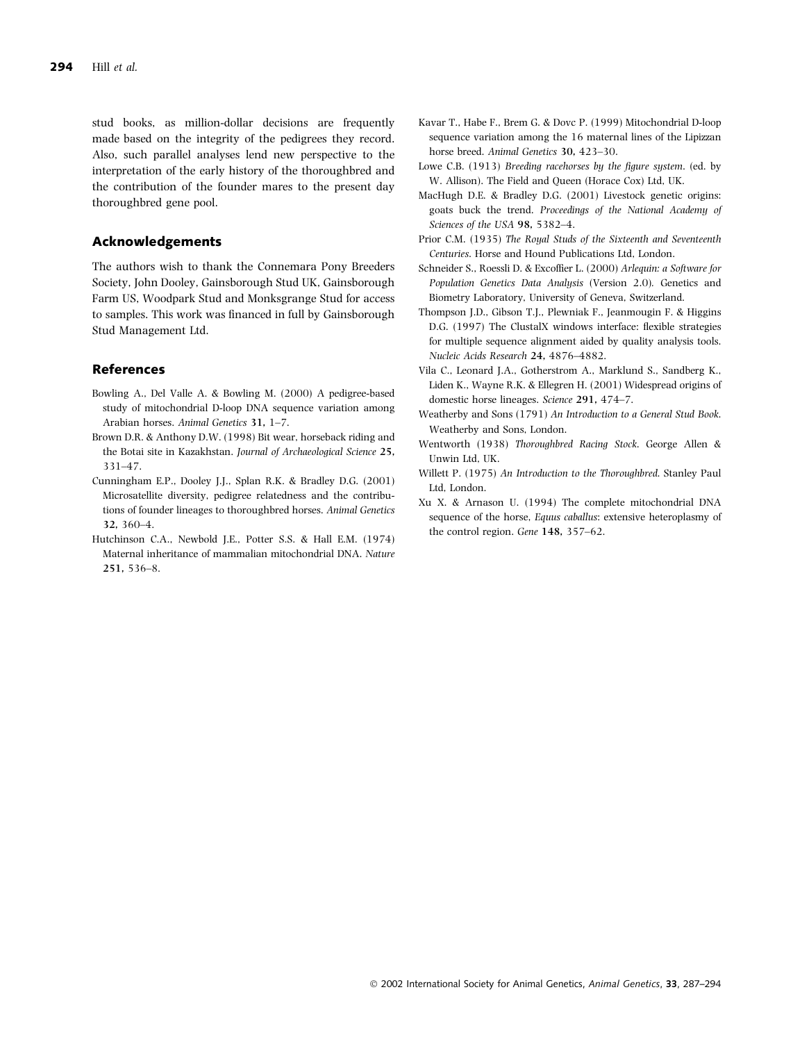stud books, as million-dollar decisions are frequently made based on the integrity of the pedigrees they record. Also, such parallel analyses lend new perspective to the interpretation of the early history of the thoroughbred and the contribution of the founder mares to the present day thoroughbred gene pool.

## Acknowledgements

The authors wish to thank the Connemara Pony Breeders Society, John Dooley, Gainsborough Stud UK, Gainsborough Farm US, Woodpark Stud and Monksgrange Stud for access to samples. This work was financed in full by Gainsborough Stud Management Ltd.

## References

Bowling A., Del Valle A. & Bowling M. (2000) A pedigree-based study of mitochondrial D-loop DNA sequence variation among Arabian horses. *Animal Genetics* **31**, 1–7.

Brown D.R. & Anthony D.W. (1998) Bit wear, horseback riding and the Botai site in Kazakhstan. *Journal of Archaeological Science* **25**, 331–47.

Cunningham E.P., Dooley J.J., Splan R.K. & Bradley D.G. (2001) Microsatellite diversity, pedigree relatedness and the contributions of founder lineages to thoroughbred horses. *Animal Genetics* **32**, 360–4.

Hutchinson C.A., Newbold J.E., Potter S.S. & Hall E.M. (1974) Maternal inheritance of mammalian mitochondrial DNA. *Nature* **251**, 536–8.

Kavar T., Habe F., Brem G. & Dovc P. (1999) Mitochondrial D-loop sequence variation among the 16 maternal lines of the Lipizzan horse breed. *Animal Genetics* **30**, 423–30.

Lowe C.B. (1913) *Breeding racehorses by the figure system*. (ed. by W. Allison). The Field and Queen (Horace Cox) Ltd, UK.

MacHugh D.E. & Bradley D.G. (2001) Livestock genetic origins: goats buck the trend. *Proceedings of the National Academy of Sciences of the USA* **98**, 5382–4.

Prior C.M. (1935) *The Royal Studs of the Sixteenth and Seventeenth Centuries*. Horse and Hound Publications Ltd, London.

Schneider S., Roessli D. & Excoffier L. (2000) *Arlequin: a Software for Population Genetics Data Analysis* (Version 2.0). Genetics and Biometry Laboratory, University of Geneva, Switzerland.

Thompson J.D., Gibson T.J., Plewniak F., Jeanmougin F. & Higgins D.G. (1997) The ClustalX windows interface: flexible strategies for multiple sequence alignment aided by quality analysis tools. *Nucleic Acids Research* **24**, 4876–4882.

Vila C., Leonard J.A., Gotherstrom A., Marklund S., Sandberg K., Liden K., Wayne R.K. & Ellegren H. (2001) Widespread origins of domestic horse lineages. *Science* **291**, 474–7.

Weatherby and Sons (1791) *An Introduction to a General Stud Book*. Weatherby and Sons, London.

Wentworth (1938) *Thoroughbred Racing Stock*. George Allen & Unwin Ltd, UK.

Willett P. (1975) *An Introduction to the Thoroughbred*. Stanley Paul Ltd, London.

Xu X. & Arnason U. (1994) The complete mitochondrial DNA sequence of the horse, *Equus caballus*: extensive heteroplasmy of the control region. *Gene* **148**, 357–62.